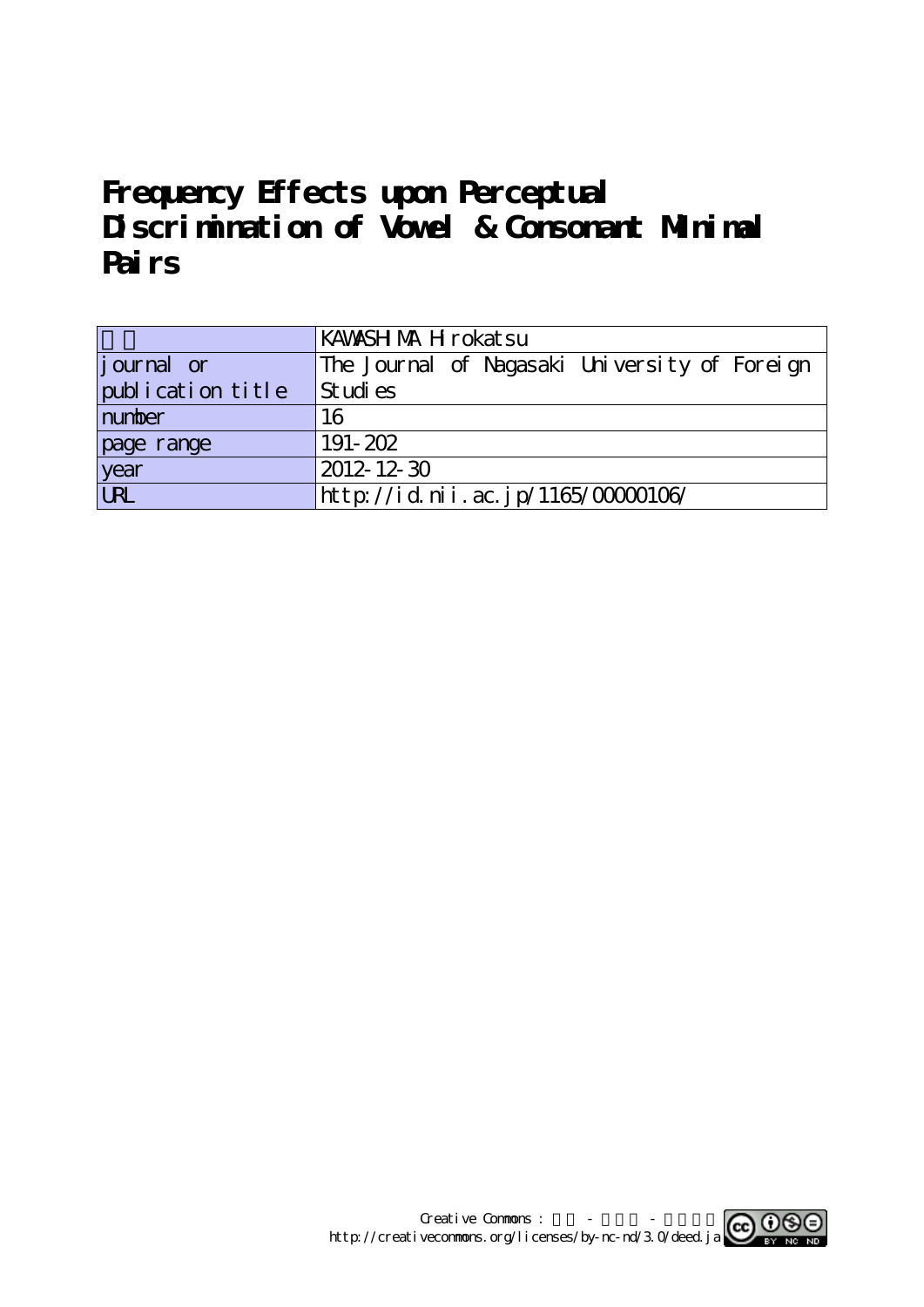# Frequency Effects upon Perceptual Discrimination of Vowel & Consonant Minimal Pairs

| | |
|---|---|
| 著者 | KAWASHIMA Hirokatsu |
| journal or publication title | The Journal of Nagasaki University of Foreign Studies |
| number | 16 |
| page range | 191-202 |
| year | 2012-12-30 |
| URL | http://id.nii.ac.jp/1165/00000106/ |

Creative Commons : 表示 - 非営利 - 改変禁止
http://creativecommons.org/licenses/by-nc-nd/3.0/deed.ja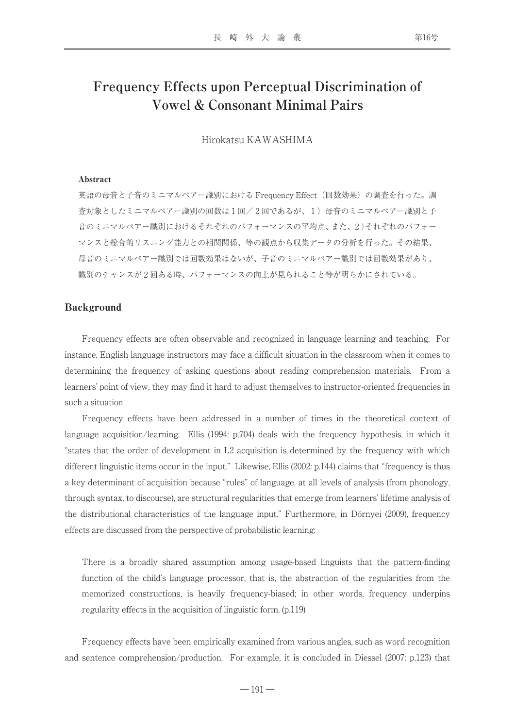# Frequency Effects upon Perceptual Discrimination of Vowel & Consonant Minimal Pairs

Hirokatsu KAWASHIMA

**Abstract**

英語の母音と子音のミニマルペアー識別における Frequency Effect（回数効果）の調査を行った。調査対象としたミニマルペアー識別の回数は１回／２回であるが、１）母音のミニマルペアー識別と子音のミニマルペアー識別におけるそれぞれのパフォーマンスの平均点、また、２）それぞれのパフォーマンスと総合的リスニング能力との相関関係、等の観点から収集データの分析を行った。その結果、母音のミニマルペアー識別では回数効果はないが、子音のミニマルペアー識別では回数効果があり、識別のチャンスが２回ある時、パフォーマンスの向上が見られること等が明らかにされている。

## Background

Frequency effects are often observable and recognized in language learning and teaching. For instance, English language instructors may face a difficult situation in the classroom when it comes to determining the frequency of asking questions about reading comprehension materials. From a learners' point of view, they may find it hard to adjust themselves to instructor-oriented frequencies in such a situation.

Frequency effects have been addressed in a number of times in the theoretical context of language acquisition/learning. Ellis (1994: p.704) deals with the frequency hypothesis, in which it "states that the order of development in L2 acquisition is determined by the frequency with which different linguistic items occur in the input." Likewise, Ellis (2002: p.144) claims that "frequency is thus a key determinant of acquisition because "rules" of language, at all levels of analysis (from phonology, through syntax, to discourse), are structural regularities that emerge from learners' lifetime analysis of the distributional characteristics of the language input." Furthermore, in Dörnyei (2009), frequency effects are discussed from the perspective of probabilistic learning:

> There is a broadly shared assumption among usage-based linguists that the pattern-finding function of the child's language processor, that is, the abstraction of the regularities from the memorized constructions, is heavily frequency-biased; in other words, frequency underpins regularity effects in the acquisition of linguistic form. (p.119)

Frequency effects have been empirically examined from various angles, such as word recognition and sentence comprehension/production. For example, it is concluded in Diessel (2007: p.123) that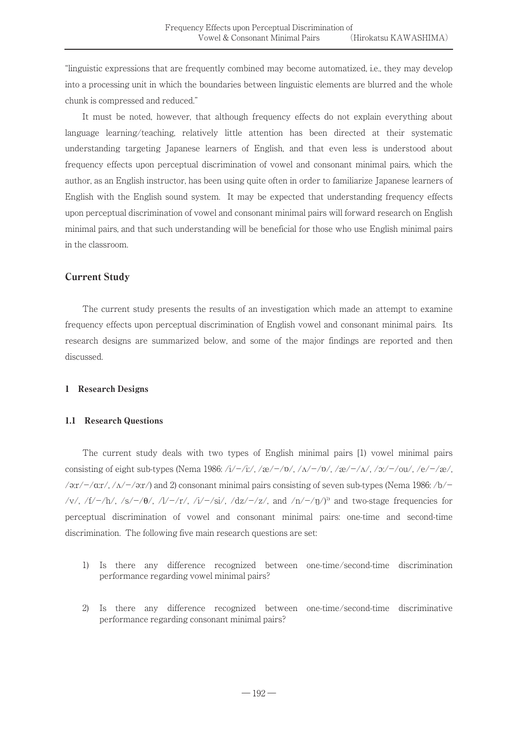"linguistic expressions that are frequently combined may become automatized, i.e., they may develop into a processing unit in which the boundaries between linguistic elements are blurred and the whole chunk is compressed and reduced."

It must be noted, however, that although frequency effects do not explain everything about language learning/teaching, relatively little attention has been directed at their systematic understanding targeting Japanese learners of English, and that even less is understood about frequency effects upon perceptual discrimination of vowel and consonant minimal pairs, which the author, as an English instructor, has been using quite often in order to familiarize Japanese learners of English with the English sound system. It may be expected that understanding frequency effects upon perceptual discrimination of vowel and consonant minimal pairs will forward research on English minimal pairs, and that such understanding will be beneficial for those who use English minimal pairs in the classroom.

## Current Study

The current study presents the results of an investigation which made an attempt to examine frequency effects upon perceptual discrimination of English vowel and consonant minimal pairs. Its research designs are summarized below, and some of the major findings are reported and then discussed.

### 1 Research Designs

#### 1.1 Research Questions

The current study deals with two types of English minimal pairs [1) vowel minimal pairs consisting of eight sub-types (Nema 1986: /i/−/iː/, /æ/−/ɒ/, /ʌ/−/ɒ/, /æ/−/ʌ/, /ɔː/−/ou/, /e/−/æ/, /əːr/−/ɑːr/, /ʌ/−/əːr/) and 2) consonant minimal pairs consisting of seven sub-types (Nema 1986: /b/−/v/, /f/−/h/, /s/−/θ/, /l/−/r/, /i/−/si/, /dz/−/z/, and /n/−/ŋ/)[1] and two-stage frequencies for perceptual discrimination of vowel and consonant minimal pairs: one-time and second-time discrimination. The following five main research questions are set:

1) Is there any difference recognized between one-time/second-time discrimination performance regarding vowel minimal pairs?

2) Is there any difference recognized between one-time/second-time discriminative performance regarding consonant minimal pairs?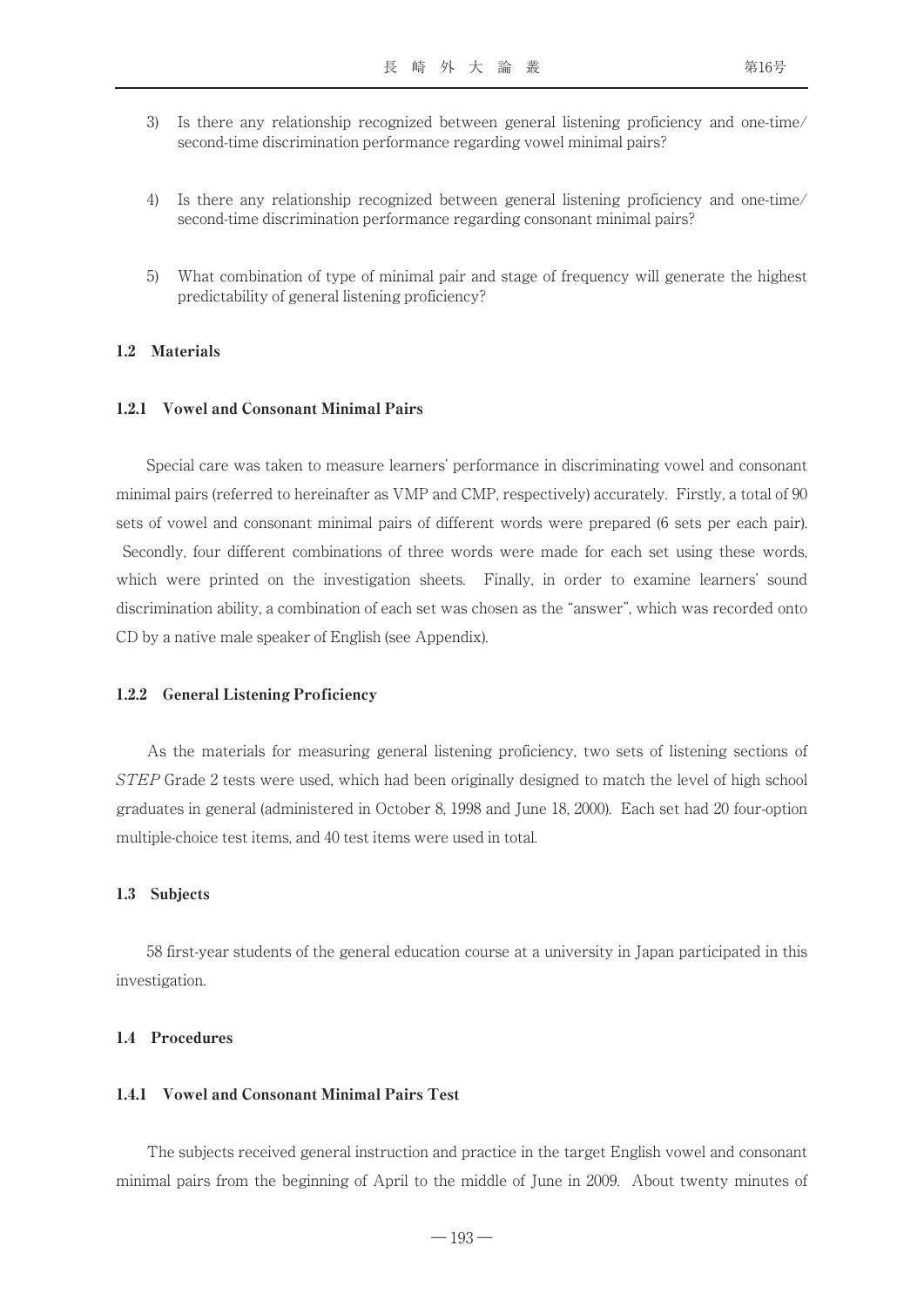3) Is there any relationship recognized between general listening proficiency and one-time/ second-time discrimination performance regarding vowel minimal pairs?

4) Is there any relationship recognized between general listening proficiency and one-time/ second-time discrimination performance regarding consonant minimal pairs?

5) What combination of type of minimal pair and stage of frequency will generate the highest predictability of general listening proficiency?

### 1.2 Materials

#### 1.2.1 Vowel and Consonant Minimal Pairs

Special care was taken to measure learners' performance in discriminating vowel and consonant minimal pairs (referred to hereinafter as VMP and CMP, respectively) accurately. Firstly, a total of 90 sets of vowel and consonant minimal pairs of different words were prepared (6 sets per each pair). Secondly, four different combinations of three words were made for each set using these words, which were printed on the investigation sheets. Finally, in order to examine learners' sound discrimination ability, a combination of each set was chosen as the "answer", which was recorded onto CD by a native male speaker of English (see Appendix).

#### 1.2.2 General Listening Proficiency

As the materials for measuring general listening proficiency, two sets of listening sections of *STEP* Grade 2 tests were used, which had been originally designed to match the level of high school graduates in general (administered in October 8, 1998 and June 18, 2000). Each set had 20 four-option multiple-choice test items, and 40 test items were used in total.

### 1.3 Subjects

58 first-year students of the general education course at a university in Japan participated in this investigation.

### 1.4 Procedures

#### 1.4.1 Vowel and Consonant Minimal Pairs Test

The subjects received general instruction and practice in the target English vowel and consonant minimal pairs from the beginning of April to the middle of June in 2009. About twenty minutes of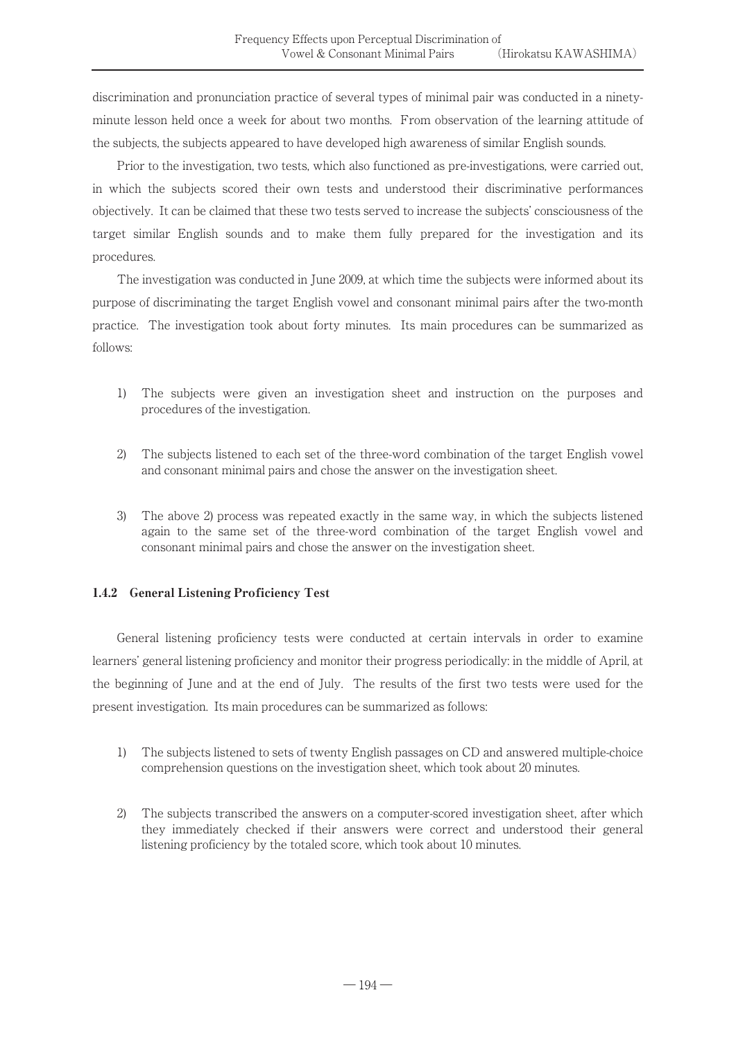discrimination and pronunciation practice of several types of minimal pair was conducted in a ninety-minute lesson held once a week for about two months. From observation of the learning attitude of the subjects, the subjects appeared to have developed high awareness of similar English sounds.

Prior to the investigation, two tests, which also functioned as pre-investigations, were carried out, in which the subjects scored their own tests and understood their discriminative performances objectively. It can be claimed that these two tests served to increase the subjects' consciousness of the target similar English sounds and to make them fully prepared for the investigation and its procedures.

The investigation was conducted in June 2009, at which time the subjects were informed about its purpose of discriminating the target English vowel and consonant minimal pairs after the two-month practice. The investigation took about forty minutes. Its main procedures can be summarized as follows:

1) The subjects were given an investigation sheet and instruction on the purposes and procedures of the investigation.

2) The subjects listened to each set of the three-word combination of the target English vowel and consonant minimal pairs and chose the answer on the investigation sheet.

3) The above 2) process was repeated exactly in the same way, in which the subjects listened again to the same set of the three-word combination of the target English vowel and consonant minimal pairs and chose the answer on the investigation sheet.

### 1.4.2 General Listening Proficiency Test

General listening proficiency tests were conducted at certain intervals in order to examine learners' general listening proficiency and monitor their progress periodically: in the middle of April, at the beginning of June and at the end of July. The results of the first two tests were used for the present investigation. Its main procedures can be summarized as follows:

1) The subjects listened to sets of twenty English passages on CD and answered multiple-choice comprehension questions on the investigation sheet, which took about 20 minutes.

2) The subjects transcribed the answers on a computer-scored investigation sheet, after which they immediately checked if their answers were correct and understood their general listening proficiency by the totaled score, which took about 10 minutes.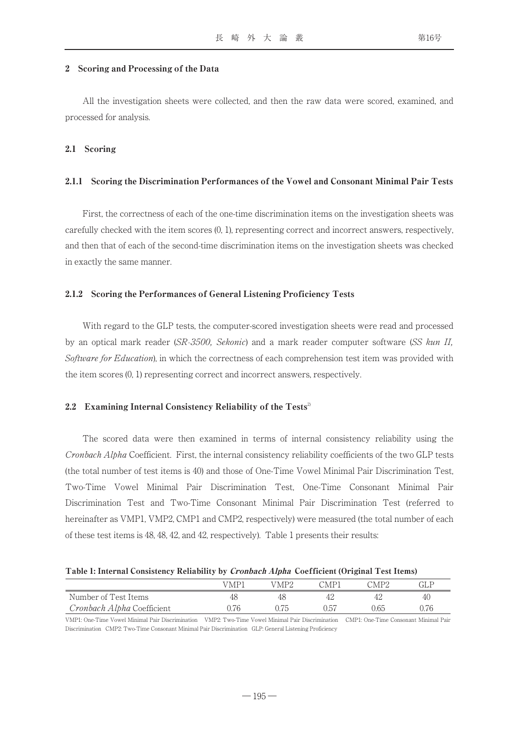## 2 Scoring and Processing of the Data

All the investigation sheets were collected, and then the raw data were scored, examined, and processed for analysis.

### 2.1 Scoring

#### 2.1.1 Scoring the Discrimination Performances of the Vowel and Consonant Minimal Pair Tests

First, the correctness of each of the one-time discrimination items on the investigation sheets was carefully checked with the item scores (0, 1), representing correct and incorrect answers, respectively, and then that of each of the second-time discrimination items on the investigation sheets was checked in exactly the same manner.

#### 2.1.2 Scoring the Performances of General Listening Proficiency Tests

With regard to the GLP tests, the computer-scored investigation sheets were read and processed by an optical mark reader (*SR-3500, Sekonic*) and a mark reader computer software (*SS kun II, Software for Education*), in which the correctness of each comprehension test item was provided with the item scores (0, 1) representing correct and incorrect answers, respectively.

### 2.2 Examining Internal Consistency Reliability of the Tests[2]

The scored data were then examined in terms of internal consistency reliability using the *Cronbach Alpha* Coefficient. First, the internal consistency reliability coefficients of the two GLP tests (the total number of test items is 40) and those of One-Time Vowel Minimal Pair Discrimination Test, Two-Time Vowel Minimal Pair Discrimination Test, One-Time Consonant Minimal Pair Discrimination Test and Two-Time Consonant Minimal Pair Discrimination Test (referred to hereinafter as VMP1, VMP2, CMP1 and CMP2, respectively) were measured (the total number of each of these test items is 48, 48, 42, and 42, respectively). Table 1 presents their results:

**Table 1: Internal Consistency Reliability by *Cronbach Alpha* Coefficient (Original Test Items)**

| | VMP1 | VMP2 | CMP1 | CMP2 | GLP |
|---|---|---|---|---|---|
| Number of Test Items | 48 | 48 | 42 | 42 | 40 |
| *Cronbach Alpha* Coefficient | 0.76 | 0.75 | 0.57 | 0.65 | 0.76 |

VMP1: One-Time Vowel Minimal Pair Discrimination VMP2: Two-Time Vowel Minimal Pair Discrimination CMP1: One-Time Consonant Minimal Pair Discrimination CMP2: Two-Time Consonant Minimal Pair Discrimination GLP: General Listening Proficiency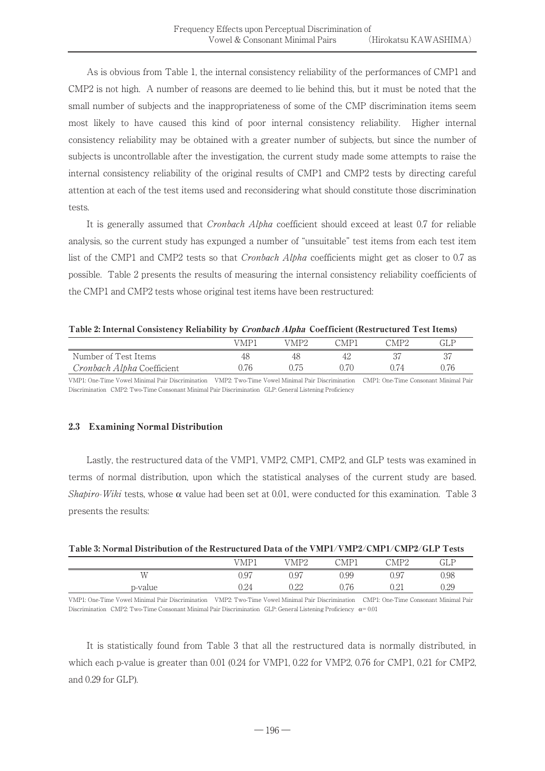As is obvious from Table 1, the internal consistency reliability of the performances of CMP1 and CMP2 is not high. A number of reasons are deemed to lie behind this, but it must be noted that the small number of subjects and the inappropriateness of some of the CMP discrimination items seem most likely to have caused this kind of poor internal consistency reliability. Higher internal consistency reliability may be obtained with a greater number of subjects, but since the number of subjects is uncontrollable after the investigation, the current study made some attempts to raise the internal consistency reliability of the original results of CMP1 and CMP2 tests by directing careful attention at each of the test items used and reconsidering what should constitute those discrimination tests.

It is generally assumed that *Cronbach Alpha* coefficient should exceed at least 0.7 for reliable analysis, so the current study has expunged a number of "unsuitable" test items from each test item list of the CMP1 and CMP2 tests so that *Cronbach Alpha* coefficients might get as closer to 0.7 as possible. Table 2 presents the results of measuring the internal consistency reliability coefficients of the CMP1 and CMP2 tests whose original test items have been restructured:

**Table 2: Internal Consistency Reliability by *Cronbach Alpha* Coefficient (Restructured Test Items)**

| | VMP1 | VMP2 | CMP1 | CMP2 | GLP |
|---|---|---|---|---|---|
| Number of Test Items | 48 | 48 | 42 | 37 | 37 |
| *Cronbach Alpha* Coefficient | 0.76 | 0.75 | 0.70 | 0.74 | 0.76 |

VMP1: One-Time Vowel Minimal Pair Discrimination VMP2: Two-Time Vowel Minimal Pair Discrimination CMP1: One-Time Consonant Minimal Pair Discrimination CMP2: Two-Time Consonant Minimal Pair Discrimination GLP: General Listening Proficiency

### 2.3 Examining Normal Distribution

Lastly, the restructured data of the VMP1, VMP2, CMP1, CMP2, and GLP tests was examined in terms of normal distribution, upon which the statistical analyses of the current study are based. *Shapiro-Wiki* tests, whose $\alpha$ value had been set at 0.01, were conducted for this examination. Table 3 presents the results:

**Table 3: Normal Distribution of the Restructured Data of the VMP1/VMP2/CMP1/CMP2/GLP Tests**

| | VMP1 | VMP2 | CMP1 | CMP2 | GLP |
|---|---|---|---|---|---|
| W | 0.97 | 0.97 | 0.99 | 0.97 | 0.98 |
| p-value | 0.24 | 0.22 | 0.76 | 0.21 | 0.29 |

VMP1: One-Time Vowel Minimal Pair Discrimination VMP2: Two-Time Vowel Minimal Pair Discrimination CMP1: One-Time Consonant Minimal Pair Discrimination CMP2: Two-Time Consonant Minimal Pair Discrimination GLP: General Listening Proficiency $\alpha = 0.01$

It is statistically found from Table 3 that all the restructured data is normally distributed, in which each p-value is greater than 0.01 (0.24 for VMP1, 0.22 for VMP2, 0.76 for CMP1, 0.21 for CMP2, and 0.29 for GLP).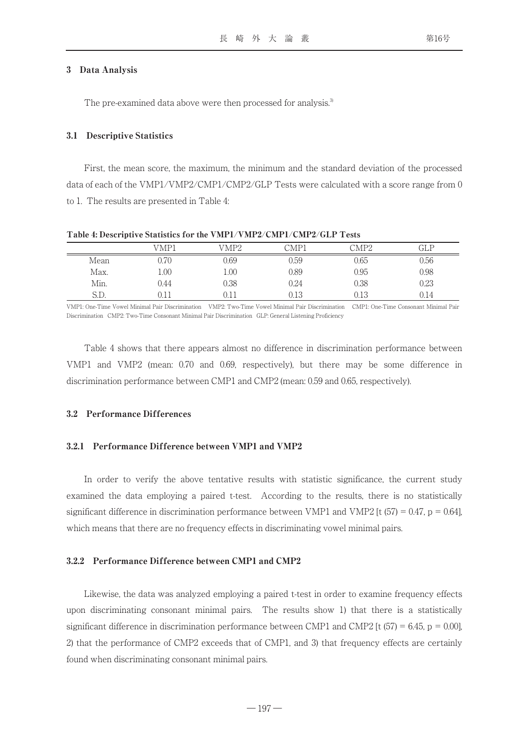## 3 Data Analysis

The pre-examined data above were then processed for analysis.[3]

### 3.1 Descriptive Statistics

First, the mean score, the maximum, the minimum and the standard deviation of the processed data of each of the VMP1/VMP2/CMP1/CMP2/GLP Tests were calculated with a score range from 0 to 1. The results are presented in Table 4:

**Table 4: Descriptive Statistics for the VMP1/VMP2/CMP1/CMP2/GLP Tests**

| | VMP1 | VMP2 | CMP1 | CMP2 | GLP |
|---|---|---|---|---|---|
| Mean | 0.70 | 0.69 | 0.59 | 0.65 | 0.56 |
| Max. | 1.00 | 1.00 | 0.89 | 0.95 | 0.98 |
| Min. | 0.44 | 0.38 | 0.24 | 0.38 | 0.23 |
| S.D. | 0.11 | 0.11 | 0.13 | 0.13 | 0.14 |

VMP1: One-Time Vowel Minimal Pair Discrimination VMP2: Two-Time Vowel Minimal Pair Discrimination CMP1: One-Time Consonant Minimal Pair Discrimination CMP2: Two-Time Consonant Minimal Pair Discrimination GLP: General Listening Proficiency

Table 4 shows that there appears almost no difference in discrimination performance between VMP1 and VMP2 (mean: 0.70 and 0.69, respectively), but there may be some difference in discrimination performance between CMP1 and CMP2 (mean: 0.59 and 0.65, respectively).

### 3.2 Performance Differences

#### 3.2.1 Performance Difference between VMP1 and VMP2

In order to verify the above tentative results with statistic significance, the current study examined the data employing a paired t-test. According to the results, there is no statistically significant difference in discrimination performance between VMP1 and VMP2 [$t(57) = 0.47$, $p = 0.64$], which means that there are no frequency effects in discriminating vowel minimal pairs.

#### 3.2.2 Performance Difference between CMP1 and CMP2

Likewise, the data was analyzed employing a paired t-test in order to examine frequency effects upon discriminating consonant minimal pairs. The results show 1) that there is a statistically significant difference in discrimination performance between CMP1 and CMP2 [$t(57) = 6.45$, $p = 0.00$], 2) that the performance of CMP2 exceeds that of CMP1, and 3) that frequency effects are certainly found when discriminating consonant minimal pairs.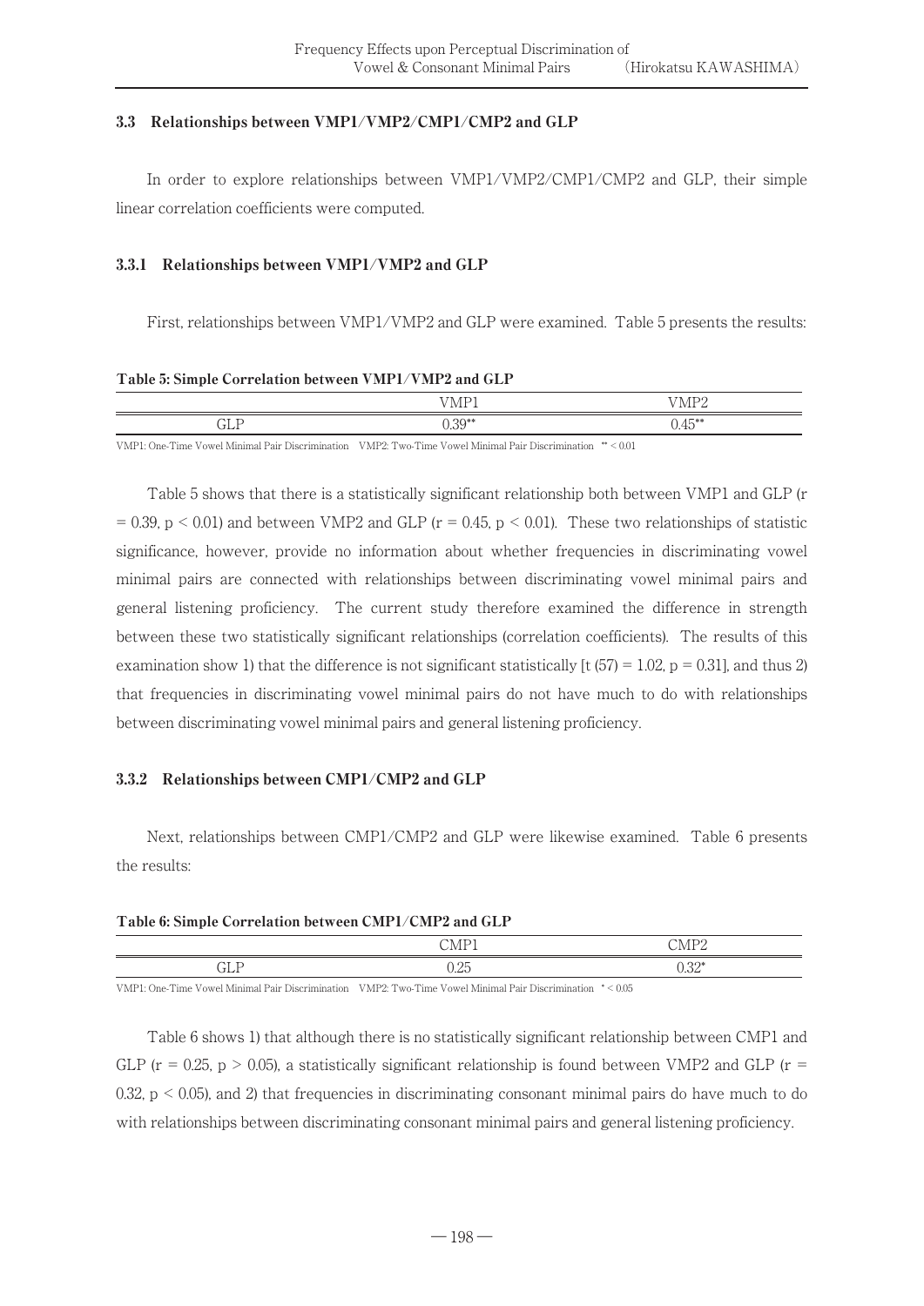### 3.3 Relationships between VMP1/VMP2/CMP1/CMP2 and GLP

In order to explore relationships between VMP1/VMP2/CMP1/CMP2 and GLP, their simple linear correlation coefficients were computed.

### 3.3.1 Relationships between VMP1/VMP2 and GLP

First, relationships between VMP1/VMP2 and GLP were examined. Table 5 presents the results:

**Table 5: Simple Correlation between VMP1/VMP2 and GLP**

| | VMP1 | VMP2 |
|---|---|---|
| GLP | 0.39** | 0.45** |

VMP1: One-Time Vowel Minimal Pair Discrimination VMP2: Two-Time Vowel Minimal Pair Discrimination ** < 0.01

Table 5 shows that there is a statistically significant relationship both between VMP1 and GLP ($r = 0.39$, $p < 0.01$) and between VMP2 and GLP ($r = 0.45$, $p < 0.01$). These two relationships of statistic significance, however, provide no information about whether frequencies in discriminating vowel minimal pairs are connected with relationships between discriminating vowel minimal pairs and general listening proficiency. The current study therefore examined the difference in strength between these two statistically significant relationships (correlation coefficients). The results of this examination show 1) that the difference is not significant statistically [$t(57) = 1.02$, $p = 0.31$], and thus 2) that frequencies in discriminating vowel minimal pairs do not have much to do with relationships between discriminating vowel minimal pairs and general listening proficiency.

### 3.3.2 Relationships between CMP1/CMP2 and GLP

Next, relationships between CMP1/CMP2 and GLP were likewise examined. Table 6 presents the results:

**Table 6: Simple Correlation between CMP1/CMP2 and GLP**

| | CMP1 | CMP2 |
|---|---|---|
| GLP | 0.25 | 0.32* |

VMP1: One-Time Vowel Minimal Pair Discrimination VMP2: Two-Time Vowel Minimal Pair Discrimination * < 0.05

Table 6 shows 1) that although there is no statistically significant relationship between CMP1 and GLP ($r = 0.25$, $p > 0.05$), a statistically significant relationship is found between VMP2 and GLP ($r = 0.32$, $p < 0.05$), and 2) that frequencies in discriminating consonant minimal pairs do have much to do with relationships between discriminating consonant minimal pairs and general listening proficiency.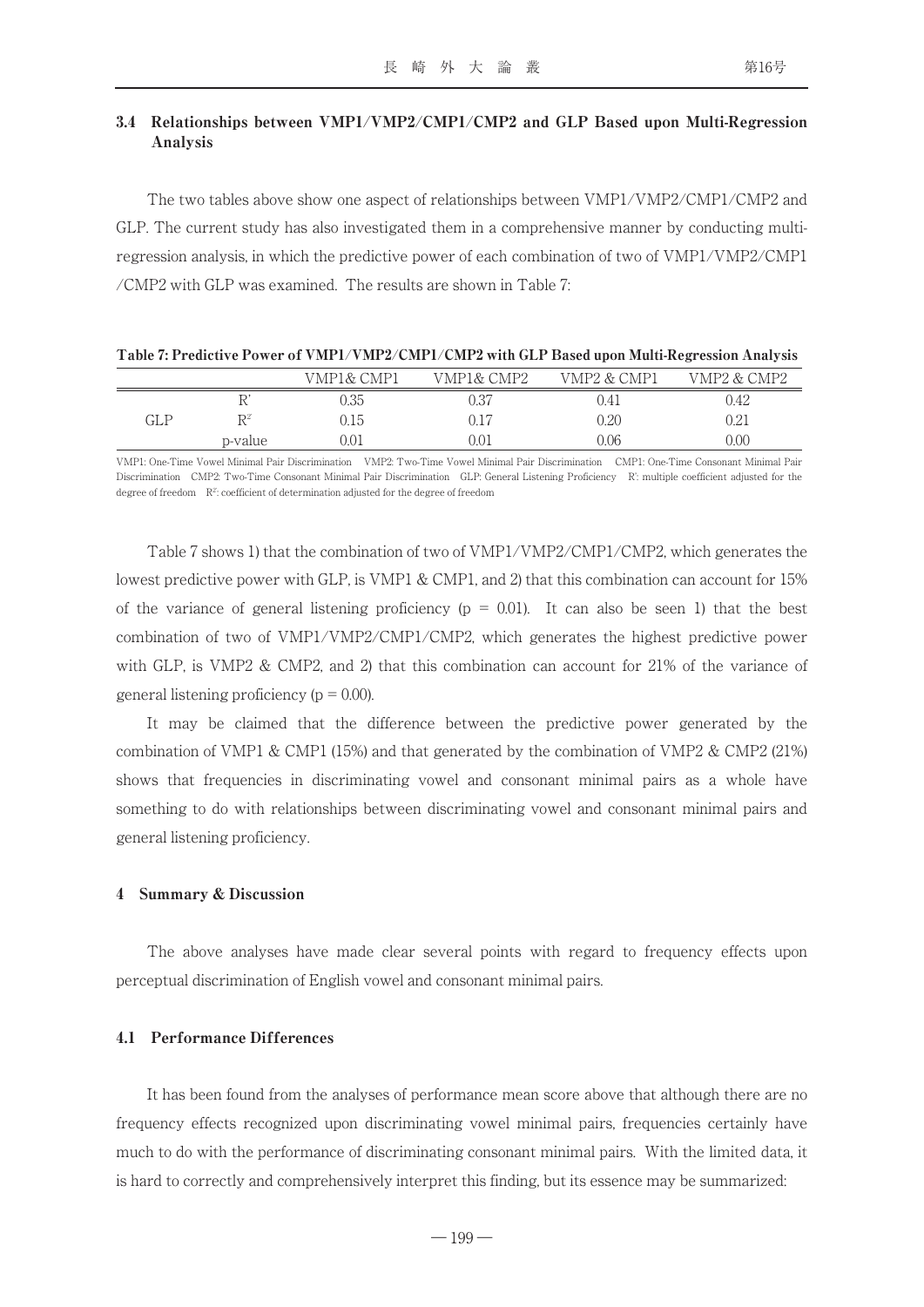### 3.4 Relationships between VMP1/VMP2/CMP1/CMP2 and GLP Based upon Multi-Regression Analysis

The two tables above show one aspect of relationships between VMP1/VMP2/CMP1/CMP2 and GLP. The current study has also investigated them in a comprehensive manner by conducting multi-regression analysis, in which the predictive power of each combination of two of VMP1/VMP2/CMP1/CMP2 with GLP was examined. The results are shown in Table 7:

**Table 7: Predictive Power of VMP1/VMP2/CMP1/CMP2 with GLP Based upon Multi-Regression Analysis**

| | | VMP1& CMP1 | VMP1& CMP2 | VMP2 & CMP1 | VMP2 & CMP2 |
|---|---|---|---|---|---|
| GLP | R' | 0.35 | 0.37 | 0.41 | 0.42 |
| | $R^{2'}$ | 0.15 | 0.17 | 0.20 | 0.21 |
| | p-value | 0.01 | 0.01 | 0.06 | 0.00 |

VMP1: One-Time Vowel Minimal Pair Discrimination VMP2: Two-Time Vowel Minimal Pair Discrimination CMP1: One-Time Consonant Minimal Pair Discrimination CMP2: Two-Time Consonant Minimal Pair Discrimination GLP: General Listening Proficiency R': multiple coefficient adjusted for the degree of freedom $R^{2'}$: coefficient of determination adjusted for the degree of freedom

Table 7 shows 1) that the combination of two of VMP1/VMP2/CMP1/CMP2, which generates the lowest predictive power with GLP, is VMP1 & CMP1, and 2) that this combination can account for 15% of the variance of general listening proficiency ($p = 0.01$). It can also be seen 1) that the best combination of two of VMP1/VMP2/CMP1/CMP2, which generates the highest predictive power with GLP, is VMP2 & CMP2, and 2) that this combination can account for 21% of the variance of general listening proficiency ($p = 0.00$).

It may be claimed that the difference between the predictive power generated by the combination of VMP1 & CMP1 (15%) and that generated by the combination of VMP2 & CMP2 (21%) shows that frequencies in discriminating vowel and consonant minimal pairs as a whole have something to do with relationships between discriminating vowel and consonant minimal pairs and general listening proficiency.

## 4 Summary & Discussion

The above analyses have made clear several points with regard to frequency effects upon perceptual discrimination of English vowel and consonant minimal pairs.

### 4.1 Performance Differences

It has been found from the analyses of performance mean score above that although there are no frequency effects recognized upon discriminating vowel minimal pairs, frequencies certainly have much to do with the performance of discriminating consonant minimal pairs. With the limited data, it is hard to correctly and comprehensively interpret this finding, but its essence may be summarized: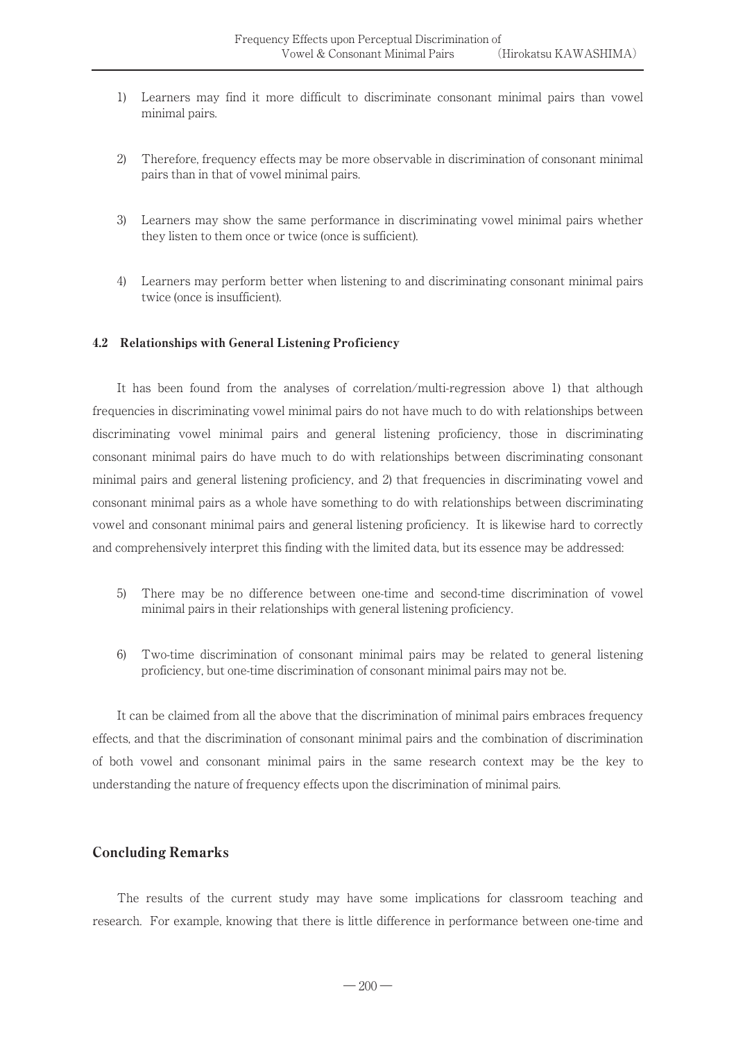1) Learners may find it more difficult to discriminate consonant minimal pairs than vowel minimal pairs.

2) Therefore, frequency effects may be more observable in discrimination of consonant minimal pairs than in that of vowel minimal pairs.

3) Learners may show the same performance in discriminating vowel minimal pairs whether they listen to them once or twice (once is sufficient).

4) Learners may perform better when listening to and discriminating consonant minimal pairs twice (once is insufficient).

### 4.2 Relationships with General Listening Proficiency

It has been found from the analyses of correlation/multi-regression above 1) that although frequencies in discriminating vowel minimal pairs do not have much to do with relationships between discriminating vowel minimal pairs and general listening proficiency, those in discriminating consonant minimal pairs do have much to do with relationships between discriminating consonant minimal pairs and general listening proficiency, and 2) that frequencies in discriminating vowel and consonant minimal pairs as a whole have something to do with relationships between discriminating vowel and consonant minimal pairs and general listening proficiency. It is likewise hard to correctly and comprehensively interpret this finding with the limited data, but its essence may be addressed:

5) There may be no difference between one-time and second-time discrimination of vowel minimal pairs in their relationships with general listening proficiency.

6) Two-time discrimination of consonant minimal pairs may be related to general listening proficiency, but one-time discrimination of consonant minimal pairs may not be.

It can be claimed from all the above that the discrimination of minimal pairs embraces frequency effects, and that the discrimination of consonant minimal pairs and the combination of discrimination of both vowel and consonant minimal pairs in the same research context may be the key to understanding the nature of frequency effects upon the discrimination of minimal pairs.

## Concluding Remarks

The results of the current study may have some implications for classroom teaching and research. For example, knowing that there is little difference in performance between one-time and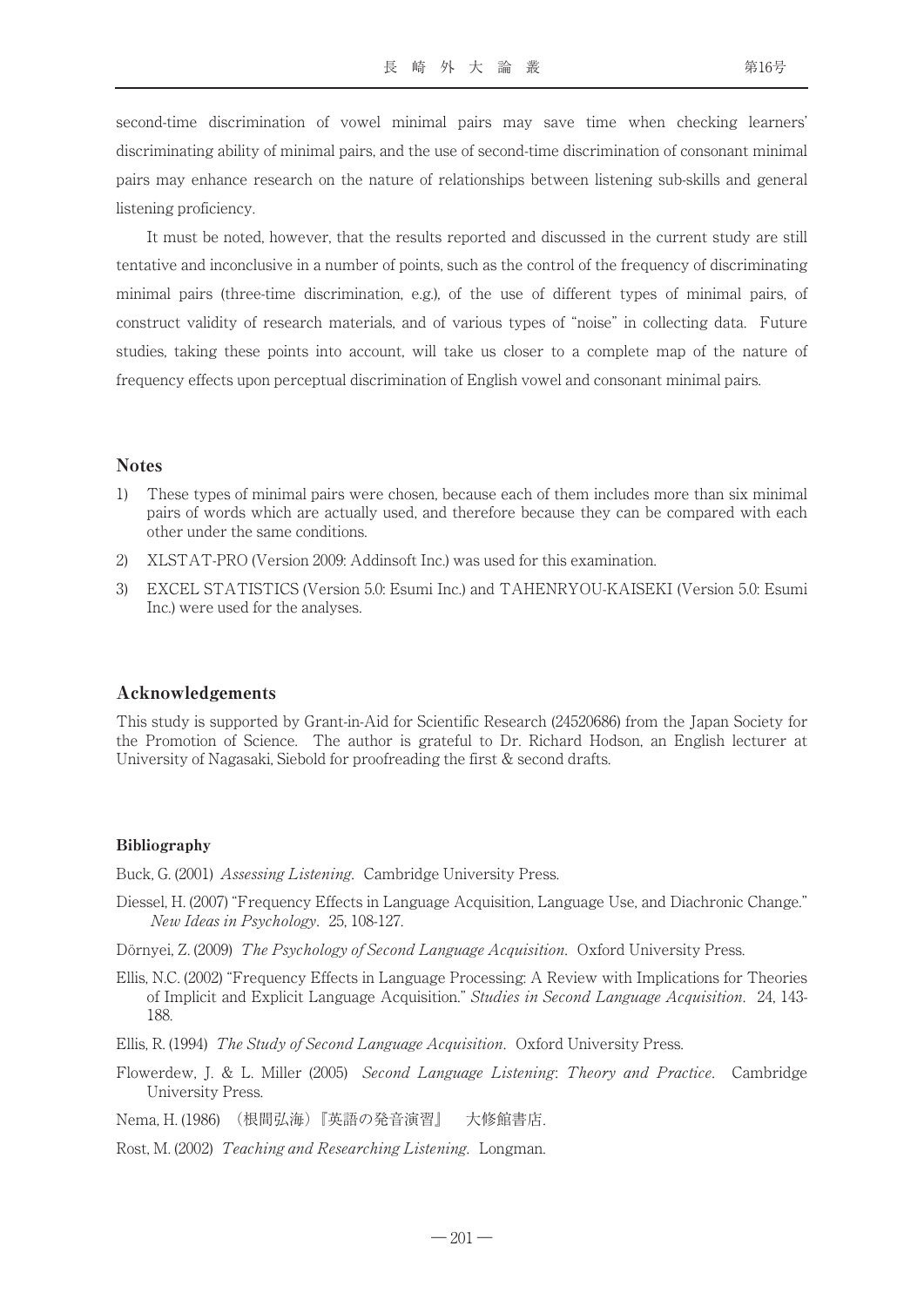second-time discrimination of vowel minimal pairs may save time when checking learners' discriminating ability of minimal pairs, and the use of second-time discrimination of consonant minimal pairs may enhance research on the nature of relationships between listening sub-skills and general listening proficiency.

It must be noted, however, that the results reported and discussed in the current study are still tentative and inconclusive in a number of points, such as the control of the frequency of discriminating minimal pairs (three-time discrimination, e.g.), of the use of different types of minimal pairs, of construct validity of research materials, and of various types of "noise" in collecting data. Future studies, taking these points into account, will take us closer to a complete map of the nature of frequency effects upon perceptual discrimination of English vowel and consonant minimal pairs.

## Notes

1) These types of minimal pairs were chosen, because each of them includes more than six minimal pairs of words which are actually used, and therefore because they can be compared with each other under the same conditions.

2) XLSTAT-PRO (Version 2009: Addinsoft Inc.) was used for this examination.

3) EXCEL STATISTICS (Version 5.0: Esumi Inc.) and TAHENRYOU-KAISEKI (Version 5.0: Esumi Inc.) were used for the analyses.

## Acknowledgements

This study is supported by Grant-in-Aid for Scientific Research (24520686) from the Japan Society for the Promotion of Science. The author is grateful to Dr. Richard Hodson, an English lecturer at University of Nagasaki, Siebold for proofreading the first & second drafts.

### Bibliography

Buck, G. (2001) *Assessing Listening*. Cambridge University Press.

Diessel, H. (2007) "Frequency Effects in Language Acquisition, Language Use, and Diachronic Change." *New Ideas in Psychology*. 25, 108-127.

Dörnyei, Z. (2009) *The Psychology of Second Language Acquisition*. Oxford University Press.

Ellis, N.C. (2002) "Frequency Effects in Language Processing: A Review with Implications for Theories of Implicit and Explicit Language Acquisition." *Studies in Second Language Acquisition*. 24, 143-188.

Ellis, R. (1994) *The Study of Second Language Acquisition*. Oxford University Press.

Flowerdew, J. & L. Miller (2005) *Second Language Listening: Theory and Practice*. Cambridge University Press.

Nema, H. (1986) （根間弘海）『英語の発音演習』 大修館書店.

Rost, M. (2002) *Teaching and Researching Listening*. Longman.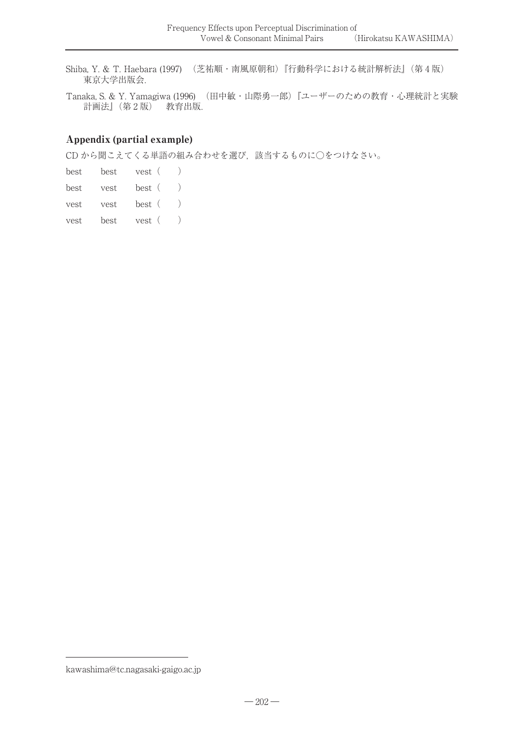Shiba, Y. & T. Haebara (1997) （芝祐順・南風原朝和）『行動科学における統計解析法』（第 4 版） 東京大学出版会.

Tanaka, S. & Y. Yamagiwa (1996) （田中敏・山際勇一郎）『ユーザーのための教育・心理統計と実験計画法』（第 2 版） 教育出版.

## Appendix (partial example)

CD から聞こえてくる単語の組み合わせを選び，該当するものに○をつけなさい。

| | | | |
|---|---|---|---|
| best | best | vest | ( ) |
| best | vest | best | ( ) |
| vest | vest | best | ( ) |
| vest | best | vest | ( ) |

kawashima@tc.nagasaki-gaigo.ac.jp